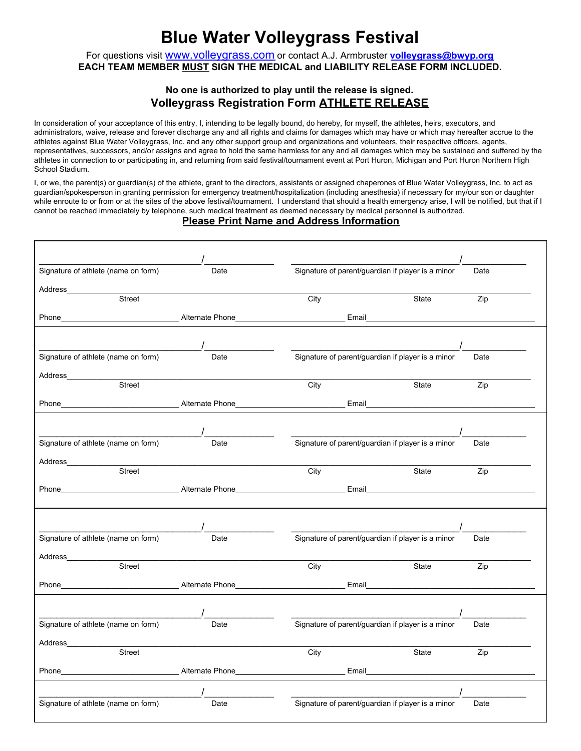# Blue Water Volleygrass Festival

For questions visit www.volleygrass.com or contact A.J. Armbruster **volleygrass@bwyp.org**

**EACH TEAM MEMBER MUST SIGN THE MEDICAL and LIABILITY RELEASE FORM INCLUDED.**

**No one is authorized to play until the release is signed.**

## Volleygrass Registration Form ATHLETE RELEASE

In consideration of your acceptance of this entry, I, intending to be legally bound, do hereby, for myself, the athletes, heirs, executors, and administrators, waive, release and forever discharge any and all rights and claims for damages which may have or which may hereafter accrue to the athletes against Blue Water Volleygrass, Inc. and any other support group and organizations and volunteers, their respective officers, agents, representatives, successors, and/or assigns and agree to hold the same harmless for any and all damages which may be sustained and suffered by the athletes in connection to or participating in, and returning from said festival/tournament event at Port Huron, Michigan and Port Huron Northern High School Stadium.

I, or we, the parent(s) or guardian(s) of the athlete, grant to the directors, assistants or assigned chaperones of Blue Water Volleygrass, Inc. to act as guardian/spokesperson in granting permission for emergency treatment/hospitalization (including anesthesia) if necessary for my/our son or daughter while enroute to or from or at the sites of the above festival/tournament. I understand that should a health emergency arise, I will be notified, but that if I cannot be reached immediately by telephone, such medical treatment as deemed necessary by medical personnel is authorized.

**Please Print Name and Address Information**

\_\_\_\_\_\_\_\_\_\_\_\_\_\_\_\_\_\_\_\_\_\_\_\_\_\_\_\_ / \_\_\_\_\_\_\_\_\_\_ \_\_\_\_\_\_\_\_\_\_\_\_\_\_\_\_\_\_\_\_\_\_\_\_\_\_\_\_ / \_\_\_\_\_\_\_\_\_\_
Signature of athlete (name on form) Date Signature of parent/guardian if player is a minor Date

Address\_\_\_\_\_\_\_\_\_\_\_\_\_\_\_\_\_\_\_\_\_\_\_\_\_\_\_\_\_\_\_\_\_\_\_\_\_\_\_\_\_\_\_\_\_\_\_\_\_\_\_\_
Street City State Zip

Phone\_\_\_\_\_\_\_\_\_\_\_\_\_\_\_\_\_\_ Alternate Phone\_\_\_\_\_\_\_\_\_\_\_\_\_\_\_\_\_\_ Email\_\_\_\_\_\_\_\_\_\_\_\_\_\_\_\_\_\_\_\_\_\_\_\_\_\_

---

\_\_\_\_\_\_\_\_\_\_\_\_\_\_\_\_\_\_\_\_\_\_\_\_\_\_\_\_ / \_\_\_\_\_\_\_\_\_\_ \_\_\_\_\_\_\_\_\_\_\_\_\_\_\_\_\_\_\_\_\_\_\_\_\_\_\_\_ / \_\_\_\_\_\_\_\_\_\_
Signature of athlete (name on form) Date Signature of parent/guardian if player is a minor Date

Address\_\_\_\_\_\_\_\_\_\_\_\_\_\_\_\_\_\_\_\_\_\_\_\_\_\_\_\_\_\_\_\_\_\_\_\_\_\_\_\_\_\_\_\_\_\_\_\_\_\_\_\_
Street City State Zip

Phone\_\_\_\_\_\_\_\_\_\_\_\_\_\_\_\_\_\_ Alternate Phone\_\_\_\_\_\_\_\_\_\_\_\_\_\_\_\_\_\_ Email\_\_\_\_\_\_\_\_\_\_\_\_\_\_\_\_\_\_\_\_\_\_\_\_\_\_

---

\_\_\_\_\_\_\_\_\_\_\_\_\_\_\_\_\_\_\_\_\_\_\_\_\_\_\_\_ / \_\_\_\_\_\_\_\_\_\_ \_\_\_\_\_\_\_\_\_\_\_\_\_\_\_\_\_\_\_\_\_\_\_\_\_\_\_\_ / \_\_\_\_\_\_\_\_\_\_
Signature of athlete (name on form) Date Signature of parent/guardian if player is a minor Date

Address\_\_\_\_\_\_\_\_\_\_\_\_\_\_\_\_\_\_\_\_\_\_\_\_\_\_\_\_\_\_\_\_\_\_\_\_\_\_\_\_\_\_\_\_\_\_\_\_\_\_\_\_
Street City State Zip

Phone\_\_\_\_\_\_\_\_\_\_\_\_\_\_\_\_\_\_ Alternate Phone\_\_\_\_\_\_\_\_\_\_\_\_\_\_\_\_\_\_ Email\_\_\_\_\_\_\_\_\_\_\_\_\_\_\_\_\_\_\_\_\_\_\_\_\_\_

---

\_\_\_\_\_\_\_\_\_\_\_\_\_\_\_\_\_\_\_\_\_\_\_\_\_\_\_\_ / \_\_\_\_\_\_\_\_\_\_ \_\_\_\_\_\_\_\_\_\_\_\_\_\_\_\_\_\_\_\_\_\_\_\_\_\_\_\_ / \_\_\_\_\_\_\_\_\_\_
Signature of athlete (name on form) Date Signature of parent/guardian if player is a minor Date

Address\_\_\_\_\_\_\_\_\_\_\_\_\_\_\_\_\_\_\_\_\_\_\_\_\_\_\_\_\_\_\_\_\_\_\_\_\_\_\_\_\_\_\_\_\_\_\_\_\_\_\_\_
Street City State Zip

Phone\_\_\_\_\_\_\_\_\_\_\_\_\_\_\_\_\_\_ Alternate Phone\_\_\_\_\_\_\_\_\_\_\_\_\_\_\_\_\_\_ Email\_\_\_\_\_\_\_\_\_\_\_\_\_\_\_\_\_\_\_\_\_\_\_\_\_\_

---

\_\_\_\_\_\_\_\_\_\_\_\_\_\_\_\_\_\_\_\_\_\_\_\_\_\_\_\_ / \_\_\_\_\_\_\_\_\_\_ \_\_\_\_\_\_\_\_\_\_\_\_\_\_\_\_\_\_\_\_\_\_\_\_\_\_\_\_ / \_\_\_\_\_\_\_\_\_\_
Signature of athlete (name on form) Date Signature of parent/guardian if player is a minor Date

Address\_\_\_\_\_\_\_\_\_\_\_\_\_\_\_\_\_\_\_\_\_\_\_\_\_\_\_\_\_\_\_\_\_\_\_\_\_\_\_\_\_\_\_\_\_\_\_\_\_\_\_\_
Street City State Zip

Phone\_\_\_\_\_\_\_\_\_\_\_\_\_\_\_\_\_\_ Alternate Phone\_\_\_\_\_\_\_\_\_\_\_\_\_\_\_\_\_\_ Email\_\_\_\_\_\_\_\_\_\_\_\_\_\_\_\_\_\_\_\_\_\_\_\_\_\_

---

\_\_\_\_\_\_\_\_\_\_\_\_\_\_\_\_\_\_\_\_\_\_\_\_\_\_\_\_ / \_\_\_\_\_\_\_\_\_\_ \_\_\_\_\_\_\_\_\_\_\_\_\_\_\_\_\_\_\_\_\_\_\_\_\_\_\_\_ / \_\_\_\_\_\_\_\_\_\_
Signature of athlete (name on form) Date Signature of parent/guardian if player is a minor Date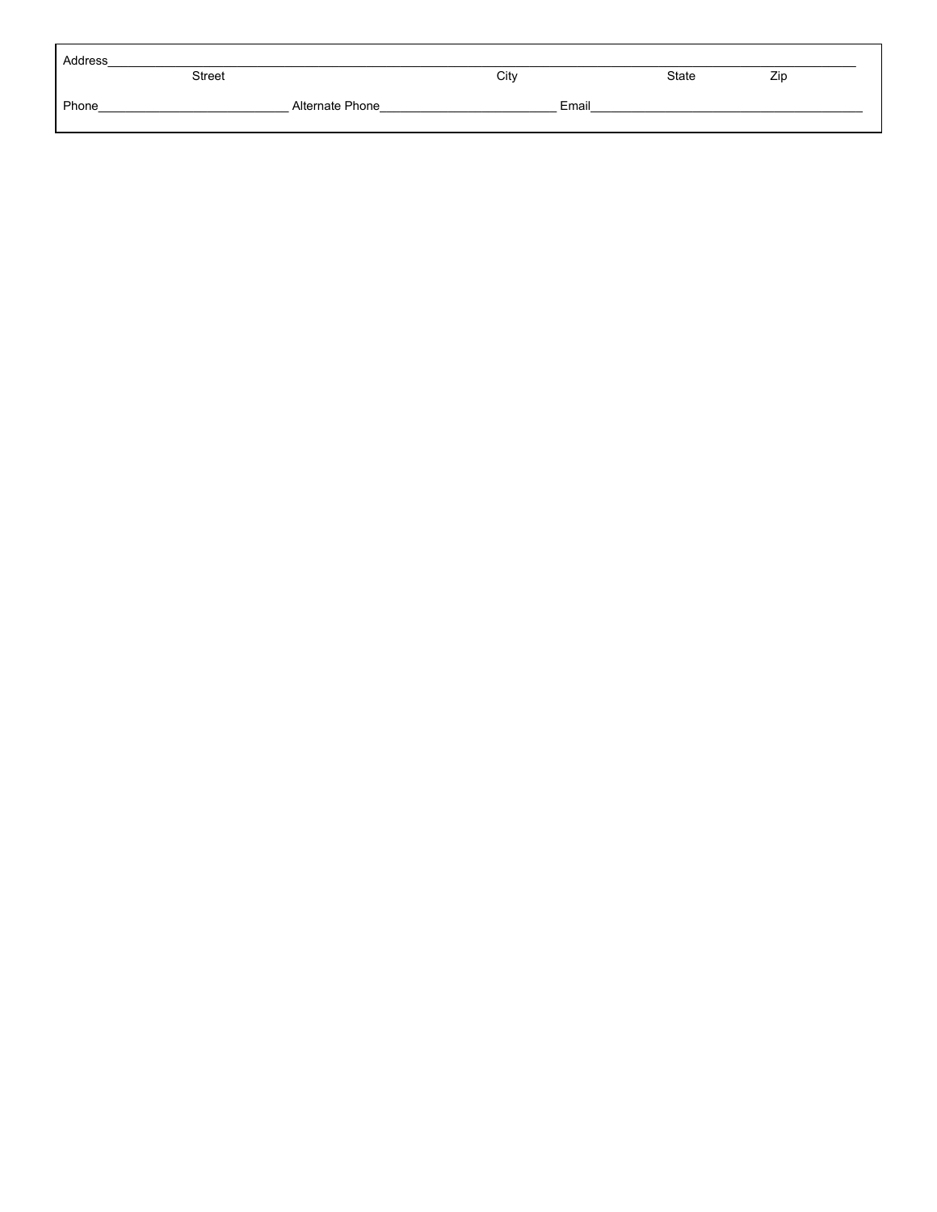Address_______________________________________________________________________________

Street City State Zip

Phone___________________________ Alternate Phone_________________________ Email_______________________________________